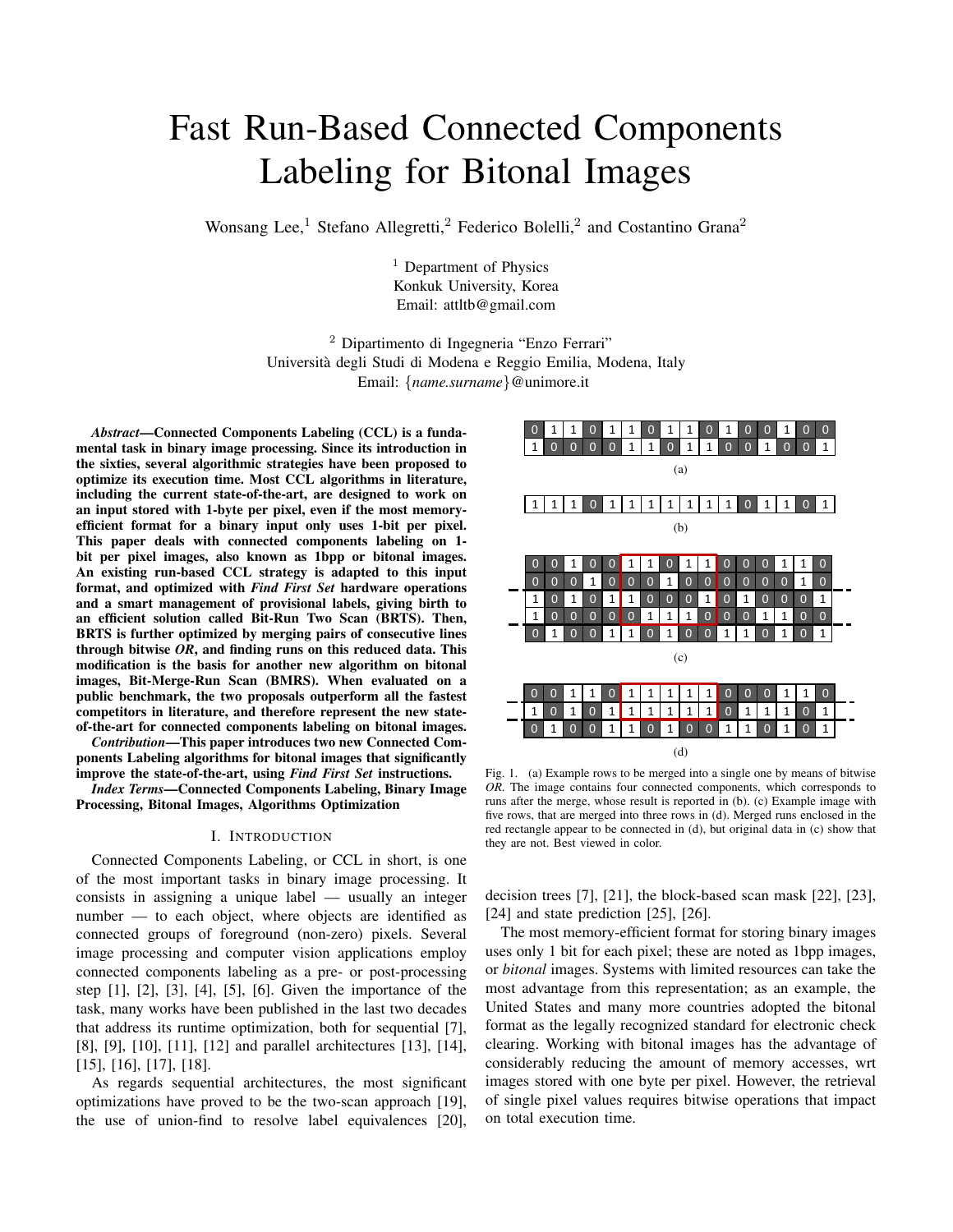# Fast Run-Based Connected Components Labeling for Bitonal Images

Wonsang Lee,[1] Stefano Allegretti,[2] Federico Bolelli,[2] and Costantino Grana[2]

[1] Department of Physics
Konkuk University, Korea
Email: attltb@gmail.com

[2] Dipartimento di Ingegneria "Enzo Ferrari"
Università degli Studi di Modena e Reggio Emilia, Modena, Italy
Email: {*name.surname*}@unimore.it

***Abstract*—Connected Components Labeling (CCL) is a fundamental task in binary image processing. Since its introduction in the sixties, several algorithmic strategies have been proposed to optimize its execution time. Most CCL algorithms in literature, including the current state-of-the-art, are designed to work on an input stored with 1-byte per pixel, even if the most memory-efficient format for a binary input only uses 1-bit per pixel. This paper deals with connected components labeling on 1-bit per pixel images, also known as 1bpp or bitonal images. An existing run-based CCL strategy is adapted to this input format, and optimized with *Find First Set* hardware operations and a smart management of provisional labels, giving birth to an efficient solution called Bit-Run Two Scan (BRTS). Then, BRTS is further optimized by merging pairs of consecutive lines through bitwise *OR*, and finding runs on this reduced data. This modification is the basis for another new algorithm on bitonal images, Bit-Merge-Run Scan (BMRS). When evaluated on a public benchmark, the two proposals outperform all the fastest competitors in literature, and therefore represent the new state-of-the-art for connected components labeling on bitonal images.**

***Contribution*—This paper introduces two new Connected Components Labeling algorithms for bitonal images that significantly improve the state-of-the-art, using *Find First Set* instructions.**

***Index Terms*—Connected Components Labeling, Binary Image Processing, Bitonal Images, Algorithms Optimization**

## I. Introduction

Connected Components Labeling, or CCL in short, is one of the most important tasks in binary image processing. It consists in assigning a unique label — usually an integer number — to each object, where objects are identified as connected groups of foreground (non-zero) pixels. Several image processing and computer vision applications employ connected components labeling as a pre- or post-processing step [1], [2], [3], [4], [5], [6]. Given the importance of the task, many works have been published in the last two decades that address its runtime optimization, both for sequential [7], [8], [9], [10], [11], [12] and parallel architectures [13], [14], [15], [16], [17], [18].

As regards sequential architectures, the most significant optimizations have proved to be the two-scan approach [19], the use of union-find to resolve label equivalences [20], decision trees [7], [21], the block-based scan mask [22], [23], [24] and state prediction [25], [26].

(a)

| 0 | 1 | 1 | 0 | 1 | 1 | 0 | 1 | 1 | 0 | 1 | 0 | 0 | 1 | 0 | 0 |
|---|---|---|---|---|---|---|---|---|---|---|---|---|---|---|---|
| 1 | 0 | 0 | 0 | 0 | 1 | 1 | 0 | 1 | 1 | 0 | 0 | 1 | 0 | 0 | 1 |

(b)

| 1 | 1 | 1 | 0 | 1 | 1 | 1 | 1 | 1 | 1 | 1 | 0 | 1 | 1 | 0 | 1 |
|---|---|---|---|---|---|---|---|---|---|---|---|---|---|---|---|

(c)

| 0 | 0 | 1 | 0 | 0 | 1 | 1 | 0 | 1 | 1 | 0 | 0 | 0 | 1 | 1 | 0 |
|---|---|---|---|---|---|---|---|---|---|---|---|---|---|---|---|
| 0 | 0 | 0 | 1 | 0 | 0 | 0 | 1 | 0 | 0 | 0 | 0 | 0 | 0 | 1 | 0 |
| 1 | 0 | 1 | 0 | 1 | 1 | 0 | 0 | 0 | 1 | 0 | 1 | 0 | 0 | 0 | 1 |
| 1 | 0 | 0 | 0 | 0 | 0 | 1 | 1 | 1 | 0 | 0 | 0 | 1 | 1 | 0 | 0 |
| 0 | 1 | 0 | 0 | 1 | 1 | 0 | 1 | 0 | 0 | 1 | 1 | 0 | 1 | 0 | 1 |

(d)

| 0 | 0 | 1 | 1 | 0 | 1 | 1 | 1 | 1 | 1 | 0 | 0 | 0 | 1 | 1 | 0 |
|---|---|---|---|---|---|---|---|---|---|---|---|---|---|---|---|
| 1 | 0 | 1 | 0 | 1 | 1 | 1 | 1 | 1 | 1 | 0 | 1 | 1 | 1 | 0 | 1 |
| 0 | 1 | 0 | 0 | 1 | 1 | 0 | 1 | 0 | 0 | 1 | 1 | 0 | 1 | 0 | 1 |

Fig. 1. (a) Example rows to be merged into a single one by means of bitwise *OR*. The image contains four connected components, which corresponds to runs after the merge, whose result is reported in (b). (c) Example image with five rows, that are merged into three rows in (d). Merged runs enclosed in the red rectangle appear to be connected in (d), but original data in (c) show that they are not. Best viewed in color.

The most memory-efficient format for storing binary images uses only 1 bit for each pixel; these are noted as 1bpp images, or *bitonal* images. Systems with limited resources can take the most advantage from this representation; as an example, the United States and many more countries adopted the bitonal format as the legally recognized standard for electronic check clearing. Working with bitonal images has the advantage of considerably reducing the amount of memory accesses, wrt images stored with one byte per pixel. However, the retrieval of single pixel values requires bitwise operations that impact on total execution time.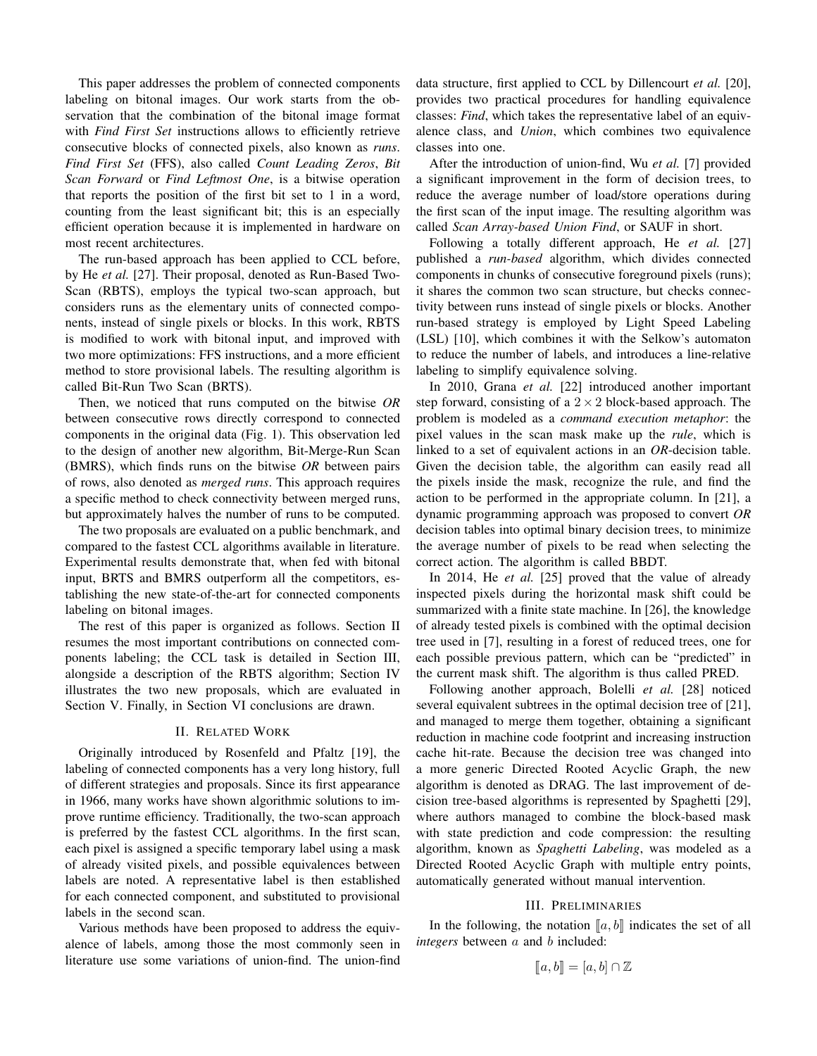This paper addresses the problem of connected components labeling on bitonal images. Our work starts from the observation that the combination of the bitonal image format with *Find First Set* instructions allows to efficiently retrieve consecutive blocks of connected pixels, also known as *runs*. *Find First Set* (FFS), also called *Count Leading Zeros*, *Bit Scan Forward* or *Find Leftmost One*, is a bitwise operation that reports the position of the first bit set to 1 in a word, counting from the least significant bit; this is an especially efficient operation because it is implemented in hardware on most recent architectures.

The run-based approach has been applied to CCL before, by He *et al.* [27]. Their proposal, denoted as Run-Based Two-Scan (RBTS), employs the typical two-scan approach, but considers runs as the elementary units of connected components, instead of single pixels or blocks. In this work, RBTS is modified to work with bitonal input, and improved with two more optimizations: FFS instructions, and a more efficient method to store provisional labels. The resulting algorithm is called Bit-Run Two Scan (BRTS).

Then, we noticed that runs computed on the bitwise *OR* between consecutive rows directly correspond to connected components in the original data (Fig. 1). This observation led to the design of another new algorithm, Bit-Merge-Run Scan (BMRS), which finds runs on the bitwise *OR* between pairs of rows, also denoted as *merged runs*. This approach requires a specific method to check connectivity between merged runs, but approximately halves the number of runs to be computed.

The two proposals are evaluated on a public benchmark, and compared to the fastest CCL algorithms available in literature. Experimental results demonstrate that, when fed with bitonal input, BRTS and BMRS outperform all the competitors, establishing the new state-of-the-art for connected components labeling on bitonal images.

The rest of this paper is organized as follows. Section II resumes the most important contributions on connected components labeling; the CCL task is detailed in Section III, alongside a description of the RBTS algorithm; Section IV illustrates the two new proposals, which are evaluated in Section V. Finally, in Section VI conclusions are drawn.

## II. Related Work

Originally introduced by Rosenfeld and Pfaltz [19], the labeling of connected components has a very long history, full of different strategies and proposals. Since its first appearance in 1966, many works have shown algorithmic solutions to improve runtime efficiency. Traditionally, the two-scan approach is preferred by the fastest CCL algorithms. In the first scan, each pixel is assigned a specific temporary label using a mask of already visited pixels, and possible equivalences between labels are noted. A representative label is then established for each connected component, and substituted to provisional labels in the second scan.

Various methods have been proposed to address the equivalence of labels, among those the most commonly seen in literature use some variations of union-find. The union-find data structure, first applied to CCL by Dillencourt *et al.* [20], provides two practical procedures for handling equivalence classes: *Find*, which takes the representative label of an equivalence class, and *Union*, which combines two equivalence classes into one.

After the introduction of union-find, Wu *et al.* [7] provided a significant improvement in the form of decision trees, to reduce the average number of load/store operations during the first scan of the input image. The resulting algorithm was called *Scan Array-based Union Find*, or SAUF in short.

Following a totally different approach, He *et al.* [27] published a *run-based* algorithm, which divides connected components in chunks of consecutive foreground pixels (runs); it shares the common two scan structure, but checks connectivity between runs instead of single pixels or blocks. Another run-based strategy is employed by Light Speed Labeling (LSL) [10], which combines it with the Selkow's automaton to reduce the number of labels, and introduces a line-relative labeling to simplify equivalence solving.

In 2010, Grana *et al.* [22] introduced another important step forward, consisting of a $2 \times 2$ block-based approach. The problem is modeled as a *command execution metaphor*: the pixel values in the scan mask make up the *rule*, which is linked to a set of equivalent actions in an *OR*-decision table. Given the decision table, the algorithm can easily read all the pixels inside the mask, recognize the rule, and find the action to be performed in the appropriate column. In [21], a dynamic programming approach was proposed to convert *OR* decision tables into optimal binary decision trees, to minimize the average number of pixels to be read when selecting the correct action. The algorithm is called BBDT.

In 2014, He *et al.* [25] proved that the value of already inspected pixels during the horizontal mask shift could be summarized with a finite state machine. In [26], the knowledge of already tested pixels is combined with the optimal decision tree used in [7], resulting in a forest of reduced trees, one for each possible previous pattern, which can be "predicted" in the current mask shift. The algorithm is thus called PRED.

Following another approach, Bolelli *et al.* [28] noticed several equivalent subtrees in the optimal decision tree of [21], and managed to merge them together, obtaining a significant reduction in machine code footprint and increasing instruction cache hit-rate. Because the decision tree was changed into a more generic Directed Rooted Acyclic Graph, the new algorithm is denoted as DRAG. The last improvement of decision tree-based algorithms is represented by Spaghetti [29], where authors managed to combine the block-based mask with state prediction and code compression: the resulting algorithm, known as *Spaghetti Labeling*, was modeled as a Directed Rooted Acyclic Graph with multiple entry points, automatically generated without manual intervention.

## III. Preliminaries

In the following, the notation $[\![a, b]\!]$ indicates the set of all *integers* between $a$ and $b$ included:

$$[\![a, b]\!] = [a, b] \cap \mathbb{Z}$$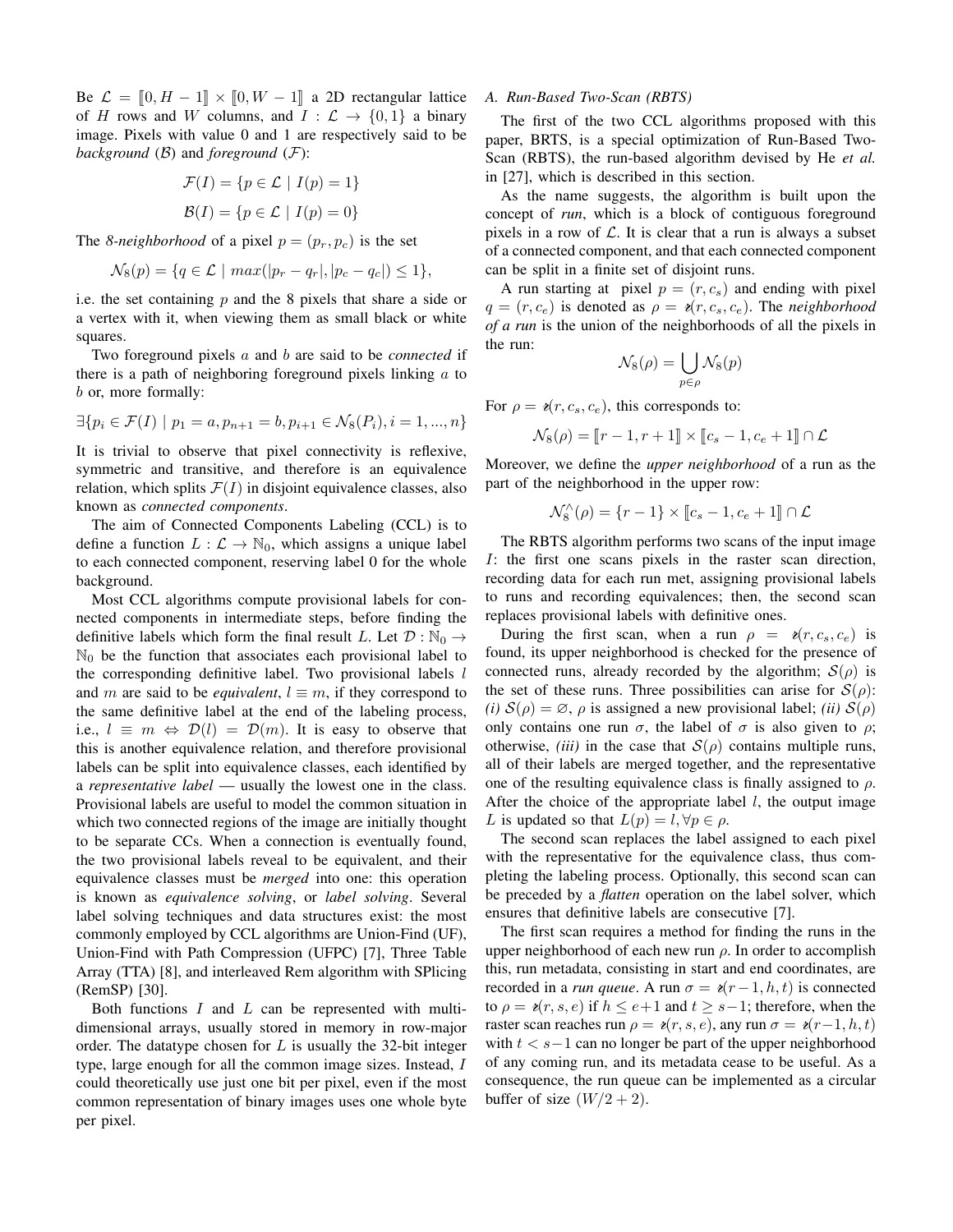Be $\mathcal{L} = [\![0, H-1]\!] \times [\![0, W-1]\!]$ a 2D rectangular lattice of $H$ rows and $W$ columns, and $I : \mathcal{L} \to \{0, 1\}$ a binary image. Pixels with value 0 and 1 are respectively said to be *background* ($\mathcal{B}$) and *foreground* ($\mathcal{F}$):

$$\mathcal{F}(I) = \{p \in \mathcal{L} \mid I(p) = 1\}$$

$$\mathcal{B}(I) = \{p \in \mathcal{L} \mid I(p) = 0\}$$

The *8-neighborhood* of a pixel $p = (p_r, p_c)$ is the set

$$\mathcal{N}_8(p) = \{q \in \mathcal{L} \mid max(|p_r - q_r|, |p_c - q_c|) \leq 1\},$$

i.e. the set containing $p$ and the 8 pixels that share a side or a vertex with it, when viewing them as small black or white squares.

Two foreground pixels $a$ and $b$ are said to be *connected* if there is a path of neighboring foreground pixels linking $a$ to $b$ or, more formally:

$$\exists \{p_i \in \mathcal{F}(I) \mid p_1 = a, p_{n+1} = b, p_{i+1} \in \mathcal{N}_8(P_i), i = 1, ..., n\}$$

It is trivial to observe that pixel connectivity is reflexive, symmetric and transitive, and therefore is an equivalence relation, which splits $\mathcal{F}(I)$ in disjoint equivalence classes, also known as *connected components*.

The aim of Connected Components Labeling (CCL) is to define a function $L : \mathcal{L} \to \mathbb{N}_0$, which assigns a unique label to each connected component, reserving label 0 for the whole background.

Most CCL algorithms compute provisional labels for connected components in intermediate steps, before finding the definitive labels which form the final result $L$. Let $\mathcal{D} : \mathbb{N}_0 \to \mathbb{N}_0$ be the function that associates each provisional label to the corresponding definitive label. Two provisional labels $l$ and $m$ are said to be *equivalent*, $l \equiv m$, if they correspond to the same definitive label at the end of the labeling process, i.e., $l \equiv m \Leftrightarrow \mathcal{D}(l) = \mathcal{D}(m)$. It is easy to observe that this is another equivalence relation, and therefore provisional labels can be split into equivalence classes, each identified by a *representative label* — usually the lowest one in the class. Provisional labels are useful to model the common situation in which two connected regions of the image are initially thought to be separate CCs. When a connection is eventually found, the two provisional labels reveal to be equivalent, and their equivalence classes must be *merged* into one: this operation is known as *equivalence solving*, or *label solving*. Several label solving techniques and data structures exist: the most commonly employed by CCL algorithms are Union-Find (UF), Union-Find with Path Compression (UFPC) [7], Three Table Array (TTA) [8], and interleaved Rem algorithm with SPlicing (RemSP) [30].

Both functions $I$ and $L$ can be represented with multi-dimensional arrays, usually stored in memory in row-major order. The datatype chosen for $L$ is usually the 32-bit integer type, large enough for all the common image sizes. Instead, $I$ could theoretically use just one bit per pixel, even if the most common representation of binary images uses one whole byte per pixel.

### A. Run-Based Two-Scan (RBTS)

The first of the two CCL algorithms proposed with this paper, BRTS, is a special optimization of Run-Based Two-Scan (RBTS), the run-based algorithm devised by He *et al.* in [27], which is described in this section.

As the name suggests, the algorithm is built upon the concept of *run*, which is a block of contiguous foreground pixels in a row of $\mathcal{L}$. It is clear that a run is always a subset of a connected component, and that each connected component can be split in a finite set of disjoint runs.

A run starting at pixel $p = (r, c_s)$ and ending with pixel $q = (r, c_e)$ is denoted as $\rho = \wr(r, c_s, c_e)$. The *neighborhood of a run* is the union of the neighborhoods of all the pixels in the run:

$$\mathcal{N}_8(\rho) = \bigcup_{p \in \rho} \mathcal{N}_8(p)$$

For $\rho = \wr(r, c_s, c_e)$, this corresponds to:

$$\mathcal{N}_8(\rho) = [\![r-1, r+1]\!] \times [\![c_s - 1, c_e + 1]\!] \cap \mathcal{L}$$

Moreover, we define the *upper neighborhood* of a run as the part of the neighborhood in the upper row:

$$\mathcal{N}_8^{\wedge}(\rho) = \{r-1\} \times [\![c_s - 1, c_e + 1]\!] \cap \mathcal{L}$$

The RBTS algorithm performs two scans of the input image $I$: the first one scans pixels in the raster scan direction, recording data for each run met, assigning provisional labels to runs and recording equivalences; then, the second scan replaces provisional labels with definitive ones.

During the first scan, when a run $\rho = \wr(r, c_s, c_e)$ is found, its upper neighborhood is checked for the presence of connected runs, already recorded by the algorithm; $\mathcal{S}(\rho)$ is the set of these runs. Three possibilities can arise for $\mathcal{S}(\rho)$: *(i)* $\mathcal{S}(\rho) = \varnothing$, $\rho$ is assigned a new provisional label; *(ii)* $\mathcal{S}(\rho)$ only contains one run $\sigma$, the label of $\sigma$ is also given to $\rho$; otherwise, *(iii)* in the case that $\mathcal{S}(\rho)$ contains multiple runs, all of their labels are merged together, and the representative one of the resulting equivalence class is finally assigned to $\rho$. After the choice of the appropriate label $l$, the output image $L$ is updated so that $L(p) = l, \forall p \in \rho$.

The second scan replaces the label assigned to each pixel with the representative for the equivalence class, thus completing the labeling process. Optionally, this second scan can be preceded by a *flatten* operation on the label solver, which ensures that definitive labels are consecutive [7].

The first scan requires a method for finding the runs in the upper neighborhood of each new run $\rho$. In order to accomplish this, run metadata, consisting in start and end coordinates, are recorded in a *run queue*. A run $\sigma = \wr(r-1, h, t)$ is connected to $\rho = \wr(r, s, e)$ if $h \leq e+1$ and $t \geq s-1$; therefore, when the raster scan reaches run $\rho = \wr(r, s, e)$, any run $\sigma = \wr(r-1, h, t)$ with $t < s-1$ can no longer be part of the upper neighborhood of any coming run, and its metadata cease to be useful. As a consequence, the run queue can be implemented as a circular buffer of size $(W/2 + 2)$.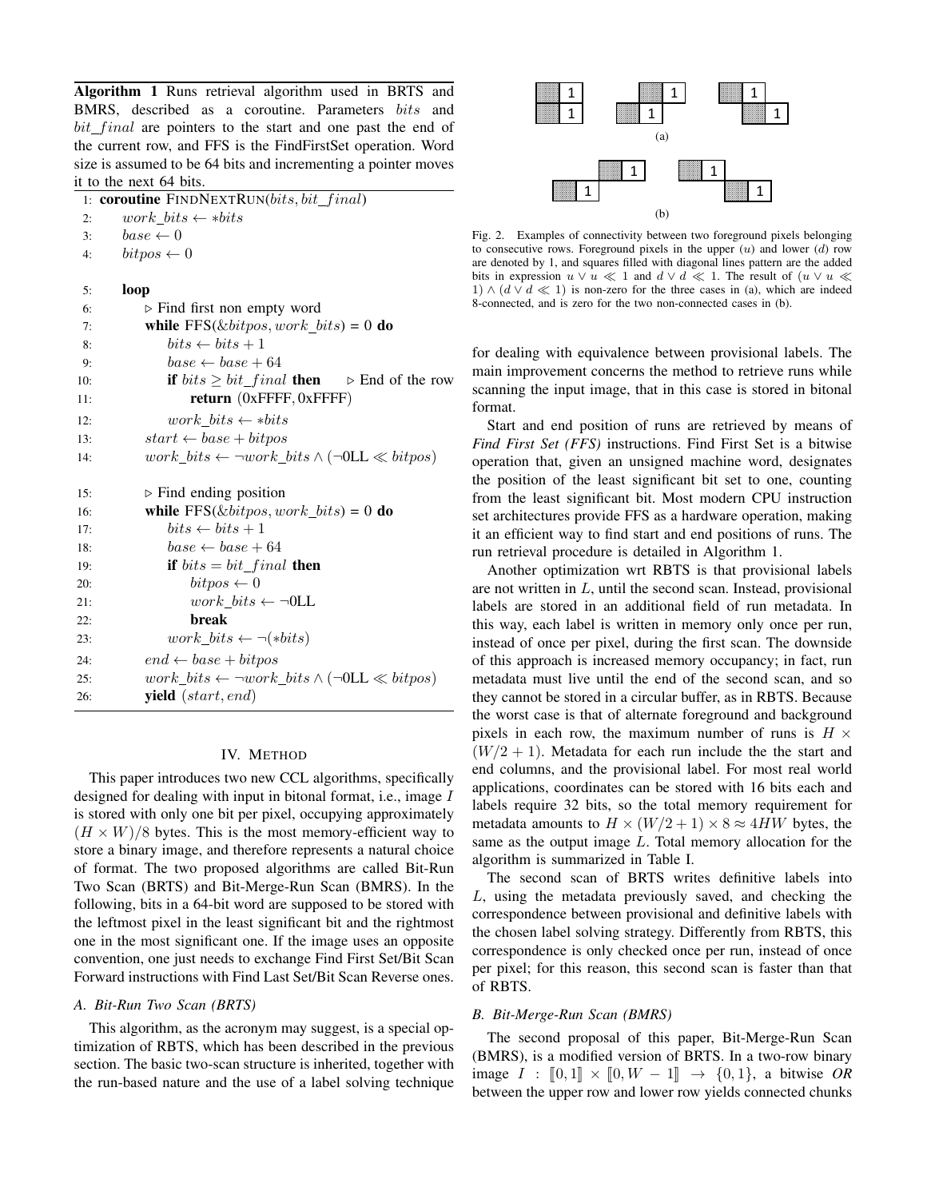**Algorithm 1** Runs retrieval algorithm used in BRTS and BMRS, described as a coroutine. Parameters $bits$ and $bit\_final$ are pointers to the start and one past the end of the current row, and FFS is the FindFirstSet operation. Word size is assumed to be 64 bits and incrementing a pointer moves it to the next 64 bits.

```
1:  coroutine FINDNEXTRUN(bits, bit_final)
2:      work_bits ← *bits
3:      base ← 0
4:      bitpos ← 0

5:      loop
6:          ▷ Find first non empty word
7:          while FFS(&bitpos, work_bits) = 0 do
8:              bits ← bits + 1
9:              base ← base + 64
10:             if bits ≥ bit_final then        ▷ End of the row
11:                 return (0xFFFF, 0xFFFF)
12:             work_bits ← *bits
13:         start ← base + bitpos
14:         work_bits ← ¬work_bits ∧ (¬0LL ≪ bitpos)

15:         ▷ Find ending position
16:         while FFS(&bitpos, work_bits) = 0 do
17:             bits ← bits + 1
18:             base ← base + 64
19:             if bits = bit_final then
20:                 bitpos ← 0
21:                 work_bits ← ¬0LL
22:                 break
23:             work_bits ← ¬(*bits)
24:         end ← base + bitpos
25:         work_bits ← ¬work_bits ∧ (¬0LL ≪ bitpos)
26:         yield (start, end)
```

Fig. 2. Examples of connectivity between two foreground pixels belonging to consecutive rows. Foreground pixels in the upper ($u$) and lower ($d$) row are denoted by 1, and squares filled with diagonal lines pattern are the added bits in expression $u \vee u \ll 1$ and $d \vee d \ll 1$. The result of $(u \vee u \ll 1) \wedge (d \vee d \ll 1)$ is non-zero for the three cases in (a), which are indeed 8-connected, and is zero for the two non-connected cases in (b).

## IV. Method

This paper introduces two new CCL algorithms, specifically designed for dealing with input in bitonal format, i.e., image $I$ is stored with only one bit per pixel, occupying approximately $(H \times W)/8$ bytes. This is the most memory-efficient way to store a binary image, and therefore represents a natural choice of format. The two proposed algorithms are called Bit-Run Two Scan (BRTS) and Bit-Merge-Run Scan (BMRS). In the following, bits in a 64-bit word are supposed to be stored with the leftmost pixel in the least significant bit and the rightmost one in the most significant one. If the image uses an opposite convention, one just needs to exchange Find First Set/Bit Scan Forward instructions with Find Last Set/Bit Scan Reverse ones.

### A. Bit-Run Two Scan (BRTS)

This algorithm, as the acronym may suggest, is a special optimization of RBTS, which has been described in the previous section. The basic two-scan structure is inherited, together with the run-based nature and the use of a label solving technique for dealing with equivalence between provisional labels. The main improvement concerns the method to retrieve runs while scanning the input image, that in this case is stored in bitonal format.

Start and end position of runs are retrieved by means of *Find First Set (FFS)* instructions. Find First Set is a bitwise operation that, given an unsigned machine word, designates the position of the least significant bit set to one, counting from the least significant bit. Most modern CPU instruction set architectures provide FFS as a hardware operation, making it an efficient way to find start and end positions of runs. The run retrieval procedure is detailed in Algorithm 1.

Another optimization wrt RBTS is that provisional labels are not written in $L$, until the second scan. Instead, provisional labels are stored in an additional field of run metadata. In this way, each label is written in memory only once per run, instead of once per pixel, during the first scan. The downside of this approach is increased memory occupancy; in fact, run metadata must live until the end of the second scan, and so they cannot be stored in a circular buffer, as in RBTS. Because the worst case is that of alternate foreground and background pixels in each row, the maximum number of runs is $H \times (W/2 + 1)$. Metadata for each run include the the start and end columns, and the provisional label. For most real world applications, coordinates can be stored with 16 bits each and labels require 32 bits, so the total memory requirement for metadata amounts to $H \times (W/2 + 1) \times 8 \approx 4HW$ bytes, the same as the output image $L$. Total memory allocation for the algorithm is summarized in Table I.

The second scan of BRTS writes definitive labels into $L$, using the metadata previously saved, and checking the correspondence between provisional and definitive labels with the chosen label solving strategy. Differently from RBTS, this correspondence is only checked once per run, instead of once per pixel; for this reason, this second scan is faster than that of RBTS.

### B. Bit-Merge-Run Scan (BMRS)

The second proposal of this paper, Bit-Merge-Run Scan (BMRS), is a modified version of BRTS. In a two-row binary image $I : [\![0, 1]\!] \times [\![0, W-1]\!] \rightarrow \{0, 1\}$, a bitwise *OR* between the upper row and lower row yields connected chunks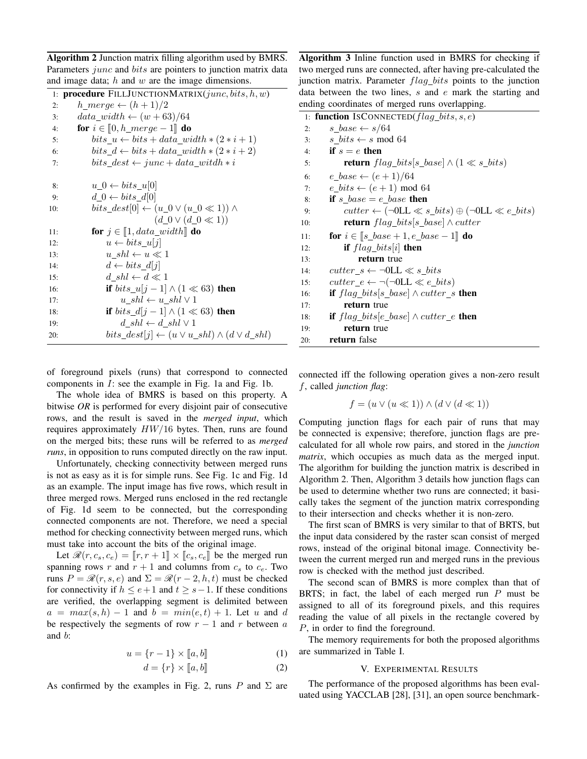**Algorithm 2** Junction matrix filling algorithm used by BMRS. Parameters $junc$ and $bits$ are pointers to junction matrix data and image data; $h$ and $w$ are the image dimensions.

```
1:  procedure FillJunctionMatrix(junc, bits, h, w)
2:      h_merge ← (h + 1)/2
3:      data_width ← (w + 63)/64
4:      for i ∈ ⟦0, h_merge − 1⟧ do
5:          bits_u ← bits + data_width ∗ (2 ∗ i + 1)
6:          bits_d ← bits + data_width ∗ (2 ∗ i + 2)
7:          bits_dest ← junc + data_witdh ∗ i

8:          u_0 ← bits_u[0]
9:          d_0 ← bits_d[0]
10:         bits_dest[0] ← (u_0 ∨ (u_0 ≪ 1)) ∧
                           (d_0 ∨ (d_0 ≪ 1))
11:         for j ∈ ⟦1, data_width⟧ do
12:             u ← bits_u[j]
13:             u_shl ← u ≪ 1
14:             d ← bits_d[j]
15:             d_shl ← d ≪ 1
16:             if bits_u[j − 1] ∧ (1 ≪ 63) then
17:                 u_shl ← u_shl ∨ 1
18:             if bits_d[j − 1] ∧ (1 ≪ 63) then
19:                 d_shl ← d_shl ∨ 1
20:             bits_dest[j] ← (u ∨ u_shl) ∧ (d ∨ d_shl)
```

**Algorithm 3** Inline function used in BMRS for checking if two merged runs are connected, after having pre-calculated the junction matrix. Parameter $flag\_bits$ points to the junction data between the two lines, $s$ and $e$ mark the starting and ending coordinates of merged runs overlapping.

```
1:  function IsConnected(flag_bits, s, e)
2:      s_base ← s/64
3:      s_bits ← s mod 64
4:      if s = e then
5:          return flag_bits[s_base] ∧ (1 ≪ s_bits)
6:      e_base ← (e + 1)/64
7:      e_bits ← (e + 1) mod 64
8:      if s_base = e_base then
9:          cutter ← (¬0LL ≪ s_bits) ⊕ (¬0LL ≪ e_bits)
10:         return flag_bits[s_base] ∧ cutter
11:     for i ∈ ⟦s_base + 1, e_base − 1⟧ do
12:         if flag_bits[i] then
13:             return true
14:     cutter_s ← ¬0LL ≪ s_bits
15:     cutter_e ← ¬(¬0LL ≪ e_bits)
16:     if flag_bits[s_base] ∧ cutter_s then
17:         return true
18:     if flag_bits[e_base] ∧ cutter_e then
19:         return true
20:     return false
```

of foreground pixels (runs) that correspond to connected components in $I$: see the example in Fig. 1a and Fig. 1b.

The whole idea of BMRS is based on this property. A bitwise *OR* is performed for every disjoint pair of consecutive rows, and the result is saved in the *merged input*, which requires approximately $HW/16$ bytes. Then, runs are found on the merged bits; these runs will be referred to as *merged runs*, in opposition to runs computed directly on the raw input.

Unfortunately, checking connectivity between merged runs is not as easy as it is for simple runs. See Fig. 1c and Fig. 1d as an example. The input image has five rows, which result in three merged rows. Merged runs enclosed in the red rectangle of Fig. 1d seem to be connected, but the corresponding connected components are not. Therefore, we need a special method for checking connectivity between merged runs, which must take into account the bits of the original image.

Let $\mathscr{R}(r, c_s, c_e) = [\![r, r+1]\!] \times [\![c_s, c_e]\!]$ be the merged run spanning rows $r$ and $r+1$ and columns from $c_s$ to $c_e$. Two runs $P = \mathscr{R}(r, s, e)$ and $\Sigma = \mathscr{R}(r-2, h, t)$ must be checked for connectivity if $h \leq e+1$ and $t \geq s-1$. If these conditions are verified, the overlapping segment is delimited between $a = max(s, h) - 1$ and $b = min(e, t) + 1$. Let $u$ and $d$ be respectively the segments of row $r-1$ and $r$ between $a$ and $b$:

$$u = \{r-1\} \times [\![a, b]\!] \tag{1}$$

$$d = \{r\} \times [\![a, b]\!] \tag{2}$$

As confirmed by the examples in Fig. 2, runs $P$ and $\Sigma$ are connected iff the following operation gives a non-zero result $f$, called *junction flag*:

$$f = (u \vee (u \ll 1)) \wedge (d \vee (d \ll 1))$$

Computing junction flags for each pair of runs that may be connected is expensive; therefore, junction flags are pre-calculated for all whole row pairs, and stored in the *junction matrix*, which occupies as much data as the merged input. The algorithm for building the junction matrix is described in Algorithm 2. Then, Algorithm 3 details how junction flags can be used to determine whether two runs are connected; it basically takes the segment of the junction matrix corresponding to their intersection and checks whether it is non-zero.

The first scan of BMRS is very similar to that of BRTS, but the input data considered by the raster scan consist of merged rows, instead of the original bitonal image. Connectivity between the current merged run and merged runs in the previous row is checked with the method just described.

The second scan of BMRS is more complex than that of BRTS; in fact, the label of each merged run $P$ must be assigned to all of its foreground pixels, and this requires reading the value of all pixels in the rectangle covered by $P$, in order to find the foreground.

The memory requirements for both the proposed algorithms are summarized in Table I.

## V. Experimental Results

The performance of the proposed algorithms has been evaluated using YACCLAB [28], [31], an open source benchmark-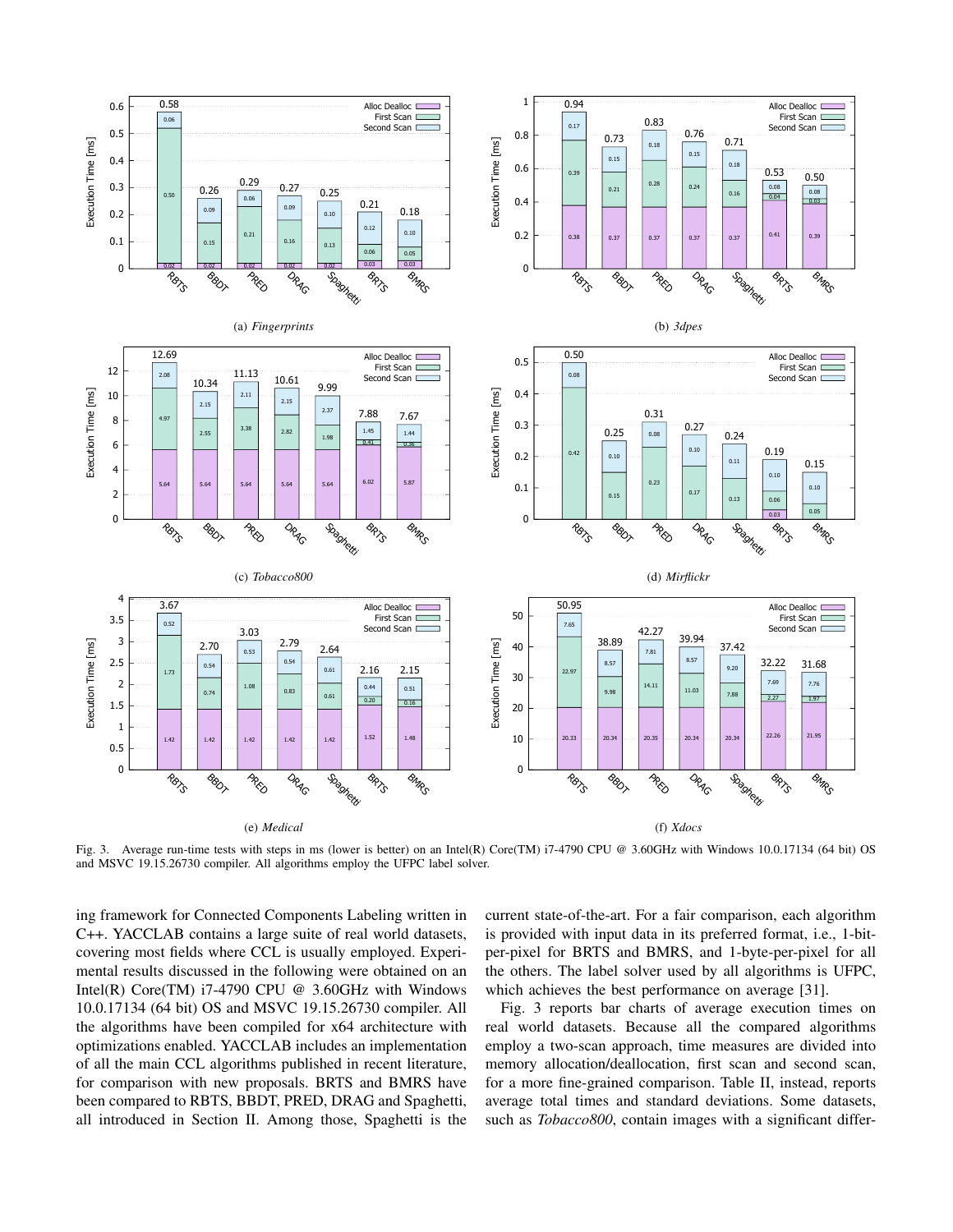(a) *Fingerprints*

(b) *3dpes*

(c) *Tobacco800*

(d) *Mirflickr*

(e) *Medical*

(f) *Xdocs*

Fig. 3. Average run-time tests with steps in ms (lower is better) on an Intel(R) Core(TM) i7-4790 CPU @ 3.60GHz with Windows 10.0.17134 (64 bit) OS and MSVC 19.15.26730 compiler. All algorithms employ the UFPC label solver.

ing framework for Connected Components Labeling written in C++. YACCLAB contains a large suite of real world datasets, covering most fields where CCL is usually employed. Experimental results discussed in the following were obtained on an Intel(R) Core(TM) i7-4790 CPU @ 3.60GHz with Windows 10.0.17134 (64 bit) OS and MSVC 19.15.26730 compiler. All the algorithms have been compiled for x64 architecture with optimizations enabled. YACCLAB includes an implementation of all the main CCL algorithms published in recent literature, for comparison with new proposals. BRTS and BMRS have been compared to RBTS, BBDT, PRED, DRAG and Spaghetti, all introduced in Section II. Among those, Spaghetti is the current state-of-the-art. For a fair comparison, each algorithm is provided with input data in its preferred format, i.e., 1-bit-per-pixel for BRTS and BMRS, and 1-byte-per-pixel for all the others. The label solver used by all algorithms is UFPC, which achieves the best performance on average [31].

Fig. 3 reports bar charts of average execution times on real world datasets. Because all the compared algorithms employ a two-scan approach, time measures are divided into memory allocation/deallocation, first scan and second scan, for a more fine-grained comparison. Table II, instead, reports average total times and standard deviations. Some datasets, such as *Tobacco800*, contain images with a significant differ-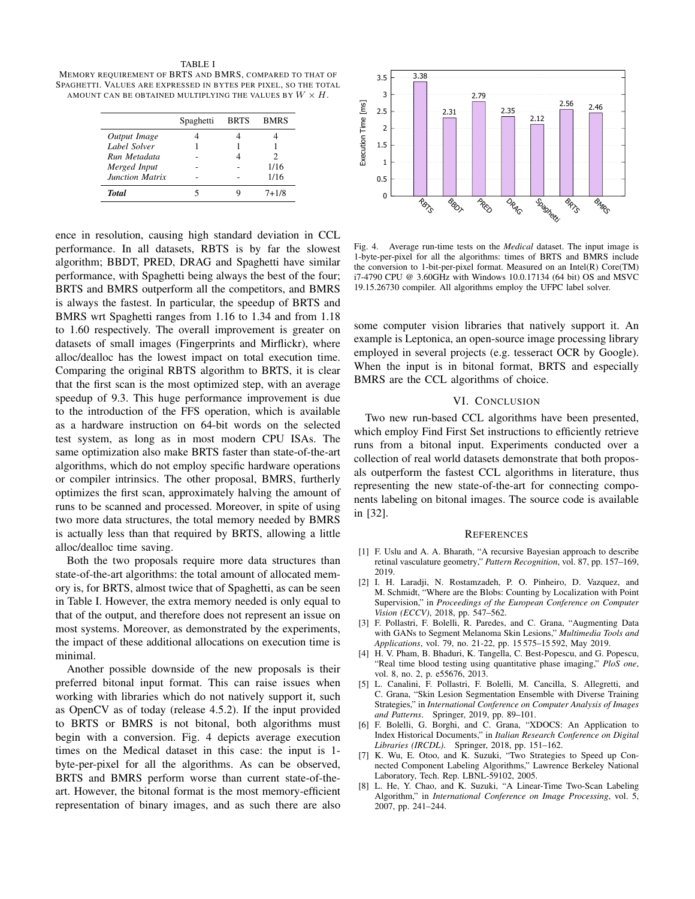TABLE I

MEMORY REQUIREMENT OF BRTS AND BMRS, COMPARED TO THAT OF SPAGHETTI. VALUES ARE EXPRESSED IN BYTES PER PIXEL, SO THE TOTAL AMOUNT CAN BE OBTAINED MULTIPLYING THE VALUES BY $W \times H$.

| | Spaghetti | BRTS | BMRS |
|---|---|---|---|
| *Output Image* | 4 | 4 | 4 |
| *Label Solver* | 1 | 1 | 1 |
| *Run Metadata* | - | 4 | 2 |
| *Merged Input* | - | - | 1/16 |
| *Junction Matrix* | - | - | 1/16 |
| ***Total*** | 5 | 9 | 7+1/8 |

ence in resolution, causing high standard deviation in CCL performance. In all datasets, RBTS is by far the slowest algorithm; BBDT, PRED, DRAG and Spaghetti have similar performance, with Spaghetti being always the best of the four; BRTS and BMRS outperform all the competitors, and BMRS is always the fastest. In particular, the speedup of BRTS and BMRS wrt Spaghetti ranges from 1.16 to 1.34 and from 1.18 to 1.60 respectively. The overall improvement is greater on datasets of small images (Fingerprints and Mirflickr), where alloc/dealloc has the lowest impact on total execution time. Comparing the original RBTS algorithm to BRTS, it is clear that the first scan is the most optimized step, with an average speedup of 9.3. This huge performance improvement is due to the introduction of the FFS operation, which is available as a hardware instruction on 64-bit words on the selected test system, as long as in most modern CPU ISAs. The same optimization also make BRTS faster than state-of-the-art algorithms, which do not employ specific hardware operations or compiler intrinsics. The other proposal, BMRS, furtherly optimizes the first scan, approximately halving the amount of runs to be scanned and processed. Moreover, in spite of using two more data structures, the total memory needed by BMRS is actually less than that required by BRTS, allowing a little alloc/dealloc time saving.

Both the two proposals require more data structures than state-of-the-art algorithms: the total amount of allocated memory is, for BRTS, almost twice that of Spaghetti, as can be seen in Table I. However, the extra memory needed is only equal to that of the output, and therefore does not represent an issue on most systems. Moreover, as demonstrated by the experiments, the impact of these additional allocations on execution time is minimal.

Another possible downside of the new proposals is their preferred bitonal input format. This can raise issues when working with libraries which do not natively support it, such as OpenCV as of today (release 4.5.2). If the input provided to BRTS or BMRS is not bitonal, both algorithms must begin with a conversion. Fig. 4 depicts average execution times on the Medical dataset in this case: the input is 1-byte-per-pixel for all the algorithms. As can be observed, BRTS and BMRS perform worse than current state-of-the-art. However, the bitonal format is the most memory-efficient representation of binary images, and as such there are also some computer vision libraries that natively support it. An example is Leptonica, an open-source image processing library employed in several projects (e.g. tesseract OCR by Google). When the input is in bitonal format, BRTS and especially BMRS are the CCL algorithms of choice.

| Algorithm | Execution Time [ms] |
|---|---|
| RBTS | 3.38 |
| BBDT | 2.31 |
| PRED | 2.79 |
| DRAG | 2.35 |
| Spaghetti | 2.12 |
| BRTS | 2.56 |
| BMRS | 2.46 |

Fig. 4. Average run-time tests on the *Medical* dataset. The input image is 1-byte-per-pixel for all the algorithms: times of BRTS and BMRS include the conversion to 1-bit-per-pixel format. Measured on an Intel(R) Core(TM) i7-4790 CPU @ 3.60GHz with Windows 10.0.17134 (64 bit) OS and MSVC 19.15.26730 compiler. All algorithms employ the UFPC label solver.

## VI. CONCLUSION

Two new run-based CCL algorithms have been presented, which employ Find First Set instructions to efficiently retrieve runs from a bitonal input. Experiments conducted over a collection of real world datasets demonstrate that both proposals outperform the fastest CCL algorithms in literature, thus representing the new state-of-the-art for connecting components labeling on bitonal images. The source code is available in [32].

## REFERENCES

[1] F. Uslu and A. A. Bharath, "A recursive Bayesian approach to describe retinal vasculature geometry," *Pattern Recognition*, vol. 87, pp. 157–169, 2019.

[2] I. H. Laradji, N. Rostamzadeh, P. O. Pinheiro, D. Vazquez, and M. Schmidt, "Where are the Blobs: Counting by Localization with Point Supervision," in *Proceedings of the European Conference on Computer Vision (ECCV)*, 2018, pp. 547–562.

[3] F. Pollastri, F. Bolelli, R. Paredes, and C. Grana, "Augmenting Data with GANs to Segment Melanoma Skin Lesions," *Multimedia Tools and Applications*, vol. 79, no. 21-22, pp. 15 575–15 592, May 2019.

[4] H. V. Pham, B. Bhaduri, K. Tangella, C. Best-Popescu, and G. Popescu, "Real time blood testing using quantitative phase imaging," *PloS one*, vol. 8, no. 2, p. e55676, 2013.

[5] L. Canalini, F. Pollastri, F. Bolelli, M. Cancilla, S. Allegretti, and C. Grana, "Skin Lesion Segmentation Ensemble with Diverse Training Strategies," in *International Conference on Computer Analysis of Images and Patterns*. Springer, 2019, pp. 89–101.

[6] F. Bolelli, G. Borghi, and C. Grana, "XDOCS: An Application to Index Historical Documents," in *Italian Research Conference on Digital Libraries (IRCDL)*. Springer, 2018, pp. 151–162.

[7] K. Wu, E. Otoo, and K. Suzuki, "Two Strategies to Speed up Connected Component Labeling Algorithms," Lawrence Berkeley National Laboratory, Tech. Rep. LBNL-59102, 2005.

[8] L. He, Y. Chao, and K. Suzuki, "A Linear-Time Two-Scan Labeling Algorithm," in *International Conference on Image Processing*, vol. 5, 2007, pp. 241–244.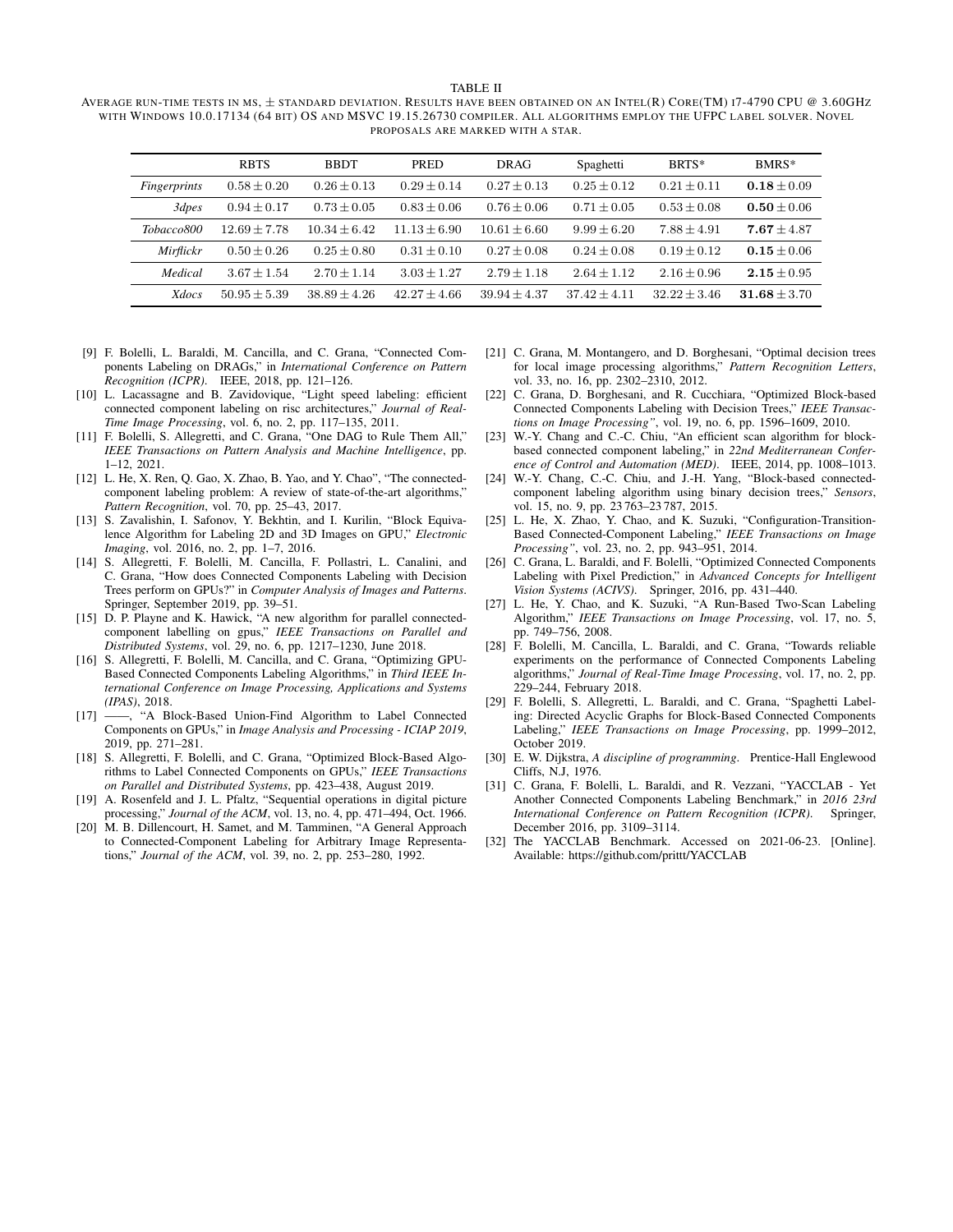TABLE II

AVERAGE RUN-TIME TESTS IN MS, $\pm$ STANDARD DEVIATION. RESULTS HAVE BEEN OBTAINED ON AN INTEL(R) CORE(TM) I7-4790 CPU @ 3.60GHZ WITH WINDOWS 10.0.17134 (64 BIT) OS AND MSVC 19.15.26730 COMPILER. ALL ALGORITHMS EMPLOY THE UFPC LABEL SOLVER. NOVEL PROPOSALS ARE MARKED WITH A STAR.

| | RBTS | BBDT | PRED | DRAG | Spaghetti | BRTS* | BMRS* |
|---|---|---|---|---|---|---|---|
| *Fingerprints* | $0.58 \pm 0.20$ | $0.26 \pm 0.13$ | $0.29 \pm 0.14$ | $0.27 \pm 0.13$ | $0.25 \pm 0.12$ | $0.21 \pm 0.11$ | $\mathbf{0.18} \pm 0.09$ |
| *3dpes* | $0.94 \pm 0.17$ | $0.73 \pm 0.05$ | $0.83 \pm 0.06$ | $0.76 \pm 0.06$ | $0.71 \pm 0.05$ | $0.53 \pm 0.08$ | $\mathbf{0.50} \pm 0.06$ |
| *Tobacco800* | $12.69 \pm 7.78$ | $10.34 \pm 6.42$ | $11.13 \pm 6.90$ | $10.61 \pm 6.60$ | $9.99 \pm 6.20$ | $7.88 \pm 4.91$ | $\mathbf{7.67} \pm 4.87$ |
| *Mirflickr* | $0.50 \pm 0.26$ | $0.25 \pm 0.80$ | $0.31 \pm 0.10$ | $0.27 \pm 0.08$ | $0.24 \pm 0.08$ | $0.19 \pm 0.12$ | $\mathbf{0.15} \pm 0.06$ |
| *Medical* | $3.67 \pm 1.54$ | $2.70 \pm 1.14$ | $3.03 \pm 1.27$ | $2.79 \pm 1.18$ | $2.64 \pm 1.12$ | $2.16 \pm 0.96$ | $\mathbf{2.15} \pm 0.95$ |
| *Xdocs* | $50.95 \pm 5.39$ | $38.89 \pm 4.26$ | $42.27 \pm 4.66$ | $39.94 \pm 4.37$ | $37.42 \pm 4.11$ | $32.22 \pm 3.46$ | $\mathbf{31.68} \pm 3.70$ |

[9] F. Bolelli, L. Baraldi, M. Cancilla, and C. Grana, "Connected Components Labeling on DRAGs," in *International Conference on Pattern Recognition (ICPR)*. IEEE, 2018, pp. 121–126.

[10] L. Lacassagne and B. Zavidovique, "Light speed labeling: efficient connected component labeling on risc architectures," *Journal of Real-Time Image Processing*, vol. 6, no. 2, pp. 117–135, 2011.

[11] F. Bolelli, S. Allegretti, and C. Grana, "One DAG to Rule Them All," *IEEE Transactions on Pattern Analysis and Machine Intelligence*, pp. 1–12, 2021.

[12] L. He, X. Ren, Q. Gao, X. Zhao, B. Yao, and Y. Chao", "The connected-component labeling problem: A review of state-of-the-art algorithms," *Pattern Recognition*, vol. 70, pp. 25–43, 2017.

[13] S. Zavalishin, I. Safonov, Y. Bekhtin, and I. Kurilin, "Block Equivalence Algorithm for Labeling 2D and 3D Images on GPU," *Electronic Imaging*, vol. 2016, no. 2, pp. 1–7, 2016.

[14] S. Allegretti, F. Bolelli, M. Cancilla, F. Pollastri, L. Canalini, and C. Grana, "How does Connected Components Labeling with Decision Trees perform on GPUs?" in *Computer Analysis of Images and Patterns*. Springer, September 2019, pp. 39–51.

[15] D. P. Playne and K. Hawick, "A new algorithm for parallel connected-component labelling on gpus," *IEEE Transactions on Parallel and Distributed Systems*, vol. 29, no. 6, pp. 1217–1230, June 2018.

[16] S. Allegretti, F. Bolelli, M. Cancilla, and C. Grana, "Optimizing GPU-Based Connected Components Labeling Algorithms," in *Third IEEE International Conference on Image Processing, Applications and Systems (IPAS)*, 2018.

[17] ——, "A Block-Based Union-Find Algorithm to Label Connected Components on GPUs," in *Image Analysis and Processing - ICIAP 2019*, 2019, pp. 271–281.

[18] S. Allegretti, F. Bolelli, and C. Grana, "Optimized Block-Based Algorithms to Label Connected Components on GPUs," *IEEE Transactions on Parallel and Distributed Systems*, pp. 423–438, August 2019.

[19] A. Rosenfeld and J. L. Pfaltz, "Sequential operations in digital picture processing," *Journal of the ACM*, vol. 13, no. 4, pp. 471–494, Oct. 1966.

[20] M. B. Dillencourt, H. Samet, and M. Tamminen, "A General Approach to Connected-Component Labeling for Arbitrary Image Representations," *Journal of the ACM*, vol. 39, no. 2, pp. 253–280, 1992.

[21] C. Grana, M. Montangero, and D. Borghesani, "Optimal decision trees for local image processing algorithms," *Pattern Recognition Letters*, vol. 33, no. 16, pp. 2302–2310, 2012.

[22] C. Grana, D. Borghesani, and R. Cucchiara, "Optimized Block-based Connected Components Labeling with Decision Trees," *IEEE Transactions on Image Processing"*, vol. 19, no. 6, pp. 1596–1609, 2010.

[23] W.-Y. Chang and C.-C. Chiu, "An efficient scan algorithm for block-based connected component labeling," in *22nd Mediterranean Conference of Control and Automation (MED)*. IEEE, 2014, pp. 1008–1013.

[24] W.-Y. Chang, C.-C. Chiu, and J.-H. Yang, "Block-based connected-component labeling algorithm using binary decision trees," *Sensors*, vol. 15, no. 9, pp. 23 763–23 787, 2015.

[25] L. He, X. Zhao, Y. Chao, and K. Suzuki, "Configuration-Transition-Based Connected-Component Labeling," *IEEE Transactions on Image Processing"*, vol. 23, no. 2, pp. 943–951, 2014.

[26] C. Grana, L. Baraldi, and F. Bolelli, "Optimized Connected Components Labeling with Pixel Prediction," in *Advanced Concepts for Intelligent Vision Systems (ACIVS)*. Springer, 2016, pp. 431–440.

[27] L. He, Y. Chao, and K. Suzuki, "A Run-Based Two-Scan Labeling Algorithm," *IEEE Transactions on Image Processing*, vol. 17, no. 5, pp. 749–756, 2008.

[28] F. Bolelli, M. Cancilla, L. Baraldi, and C. Grana, "Towards reliable experiments on the performance of Connected Components Labeling algorithms," *Journal of Real-Time Image Processing*, vol. 17, no. 2, pp. 229–244, February 2018.

[29] F. Bolelli, S. Allegretti, L. Baraldi, and C. Grana, "Spaghetti Labeling: Directed Acyclic Graphs for Block-Based Connected Components Labeling," *IEEE Transactions on Image Processing*, pp. 1999–2012, October 2019.

[30] E. W. Dijkstra, *A discipline of programming*. Prentice-Hall Englewood Cliffs, N.J, 1976.

[31] C. Grana, F. Bolelli, L. Baraldi, and R. Vezzani, "YACCLAB - Yet Another Connected Components Labeling Benchmark," in *2016 23rd International Conference on Pattern Recognition (ICPR)*. Springer, December 2016, pp. 3109–3114.

[32] The YACCLAB Benchmark. Accessed on 2021-06-23. [Online]. Available: https://github.com/prittt/YACCLAB